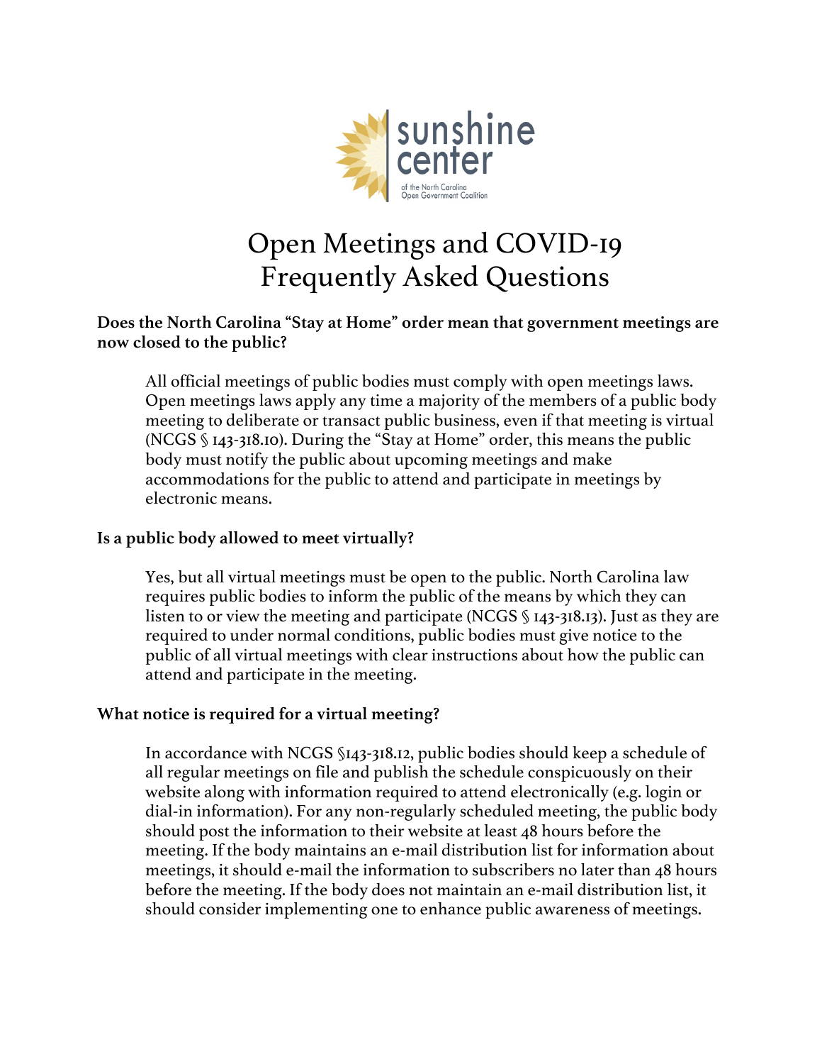sunshine center

of the North Carolina Open Government Coalition

# Open Meetings and COVID-19 Frequently Asked Questions

**Does the North Carolina "Stay at Home" order mean that government meetings are now closed to the public?**

All official meetings of public bodies must comply with open meetings laws. Open meetings laws apply any time a majority of the members of a public body meeting to deliberate or transact public business, even if that meeting is virtual (NCGS § 143-318.10). During the "Stay at Home" order, this means the public body must notify the public about upcoming meetings and make accommodations for the public to attend and participate in meetings by electronic means.

**Is a public body allowed to meet virtually?**

Yes, but all virtual meetings must be open to the public. North Carolina law requires public bodies to inform the public of the means by which they can listen to or view the meeting and participate (NCGS § 143-318.13). Just as they are required to under normal conditions, public bodies must give notice to the public of all virtual meetings with clear instructions about how the public can attend and participate in the meeting.

**What notice is required for a virtual meeting?**

In accordance with NCGS §143-318.12, public bodies should keep a schedule of all regular meetings on file and publish the schedule conspicuously on their website along with information required to attend electronically (e.g. login or dial-in information). For any non-regularly scheduled meeting, the public body should post the information to their website at least 48 hours before the meeting. If the body maintains an e-mail distribution list for information about meetings, it should e-mail the information to subscribers no later than 48 hours before the meeting. If the body does not maintain an e-mail distribution list, it should consider implementing one to enhance public awareness of meetings.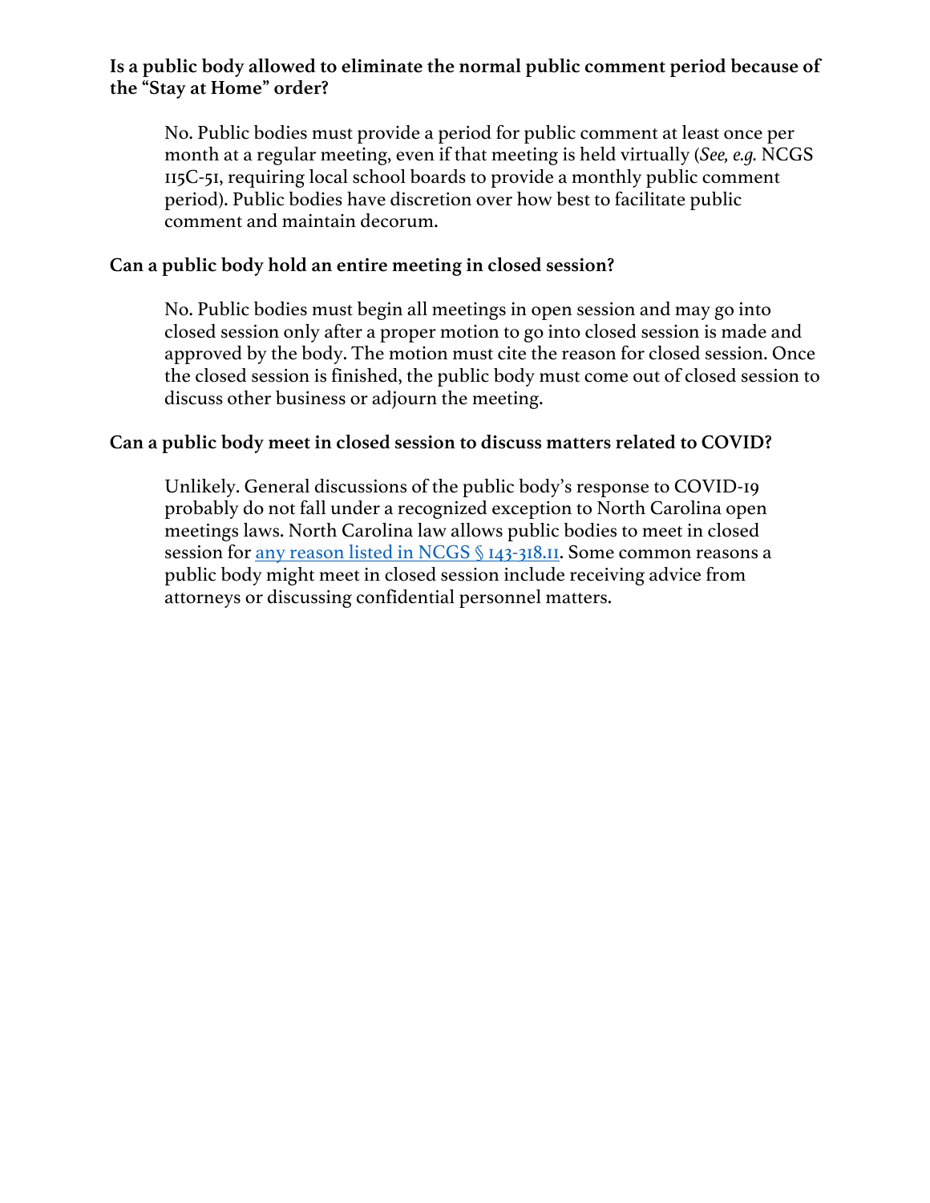**Is a public body allowed to eliminate the normal public comment period because of the "Stay at Home" order?**

No. Public bodies must provide a period for public comment at least once per month at a regular meeting, even if that meeting is held virtually (*See, e.g.* NCGS 115C-51, requiring local school boards to provide a monthly public comment period). Public bodies have discretion over how best to facilitate public comment and maintain decorum.

**Can a public body hold an entire meeting in closed session?**

No. Public bodies must begin all meetings in open session and may go into closed session only after a proper motion to go into closed session is made and approved by the body. The motion must cite the reason for closed session. Once the closed session is finished, the public body must come out of closed session to discuss other business or adjourn the meeting.

**Can a public body meet in closed session to discuss matters related to COVID?**

Unlikely. General discussions of the public body's response to COVID-19 probably do not fall under a recognized exception to North Carolina open meetings laws. North Carolina law allows public bodies to meet in closed session for [any reason listed in NCGS § 143-318.11]. Some common reasons a public body might meet in closed session include receiving advice from attorneys or discussing confidential personnel matters.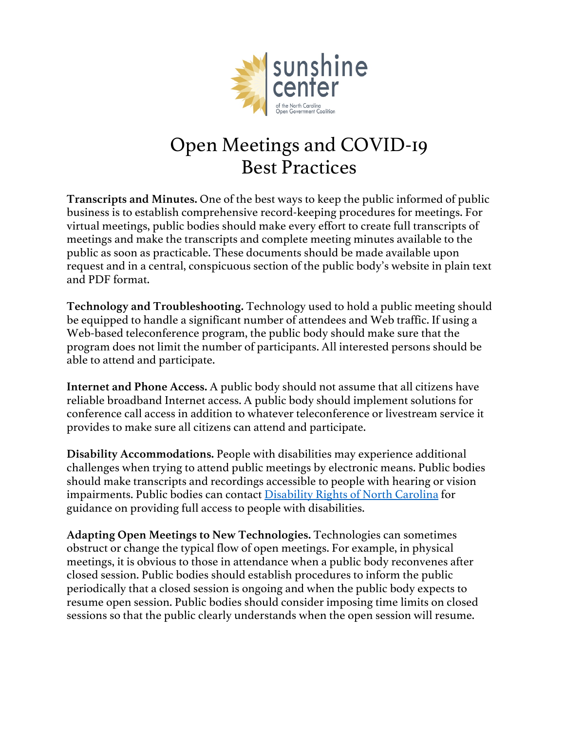# Open Meetings and COVID-19 Best Practices

**Transcripts and Minutes.** One of the best ways to keep the public informed of public business is to establish comprehensive record-keeping procedures for meetings. For virtual meetings, public bodies should make every effort to create full transcripts of meetings and make the transcripts and complete meeting minutes available to the public as soon as practicable. These documents should be made available upon request and in a central, conspicuous section of the public body's website in plain text and PDF format.

**Technology and Troubleshooting.** Technology used to hold a public meeting should be equipped to handle a significant number of attendees and Web traffic. If using a Web-based teleconference program, the public body should make sure that the program does not limit the number of participants. All interested persons should be able to attend and participate.

**Internet and Phone Access.** A public body should not assume that all citizens have reliable broadband Internet access. A public body should implement solutions for conference call access in addition to whatever teleconference or livestream service it provides to make sure all citizens can attend and participate.

**Disability Accommodations.** People with disabilities may experience additional challenges when trying to attend public meetings by electronic means. Public bodies should make transcripts and recordings accessible to people with hearing or vision impairments. Public bodies can contact Disability Rights of North Carolina for guidance on providing full access to people with disabilities.

**Adapting Open Meetings to New Technologies.** Technologies can sometimes obstruct or change the typical flow of open meetings. For example, in physical meetings, it is obvious to those in attendance when a public body reconvenes after closed session. Public bodies should establish procedures to inform the public periodically that a closed session is ongoing and when the public body expects to resume open session. Public bodies should consider imposing time limits on closed sessions so that the public clearly understands when the open session will resume.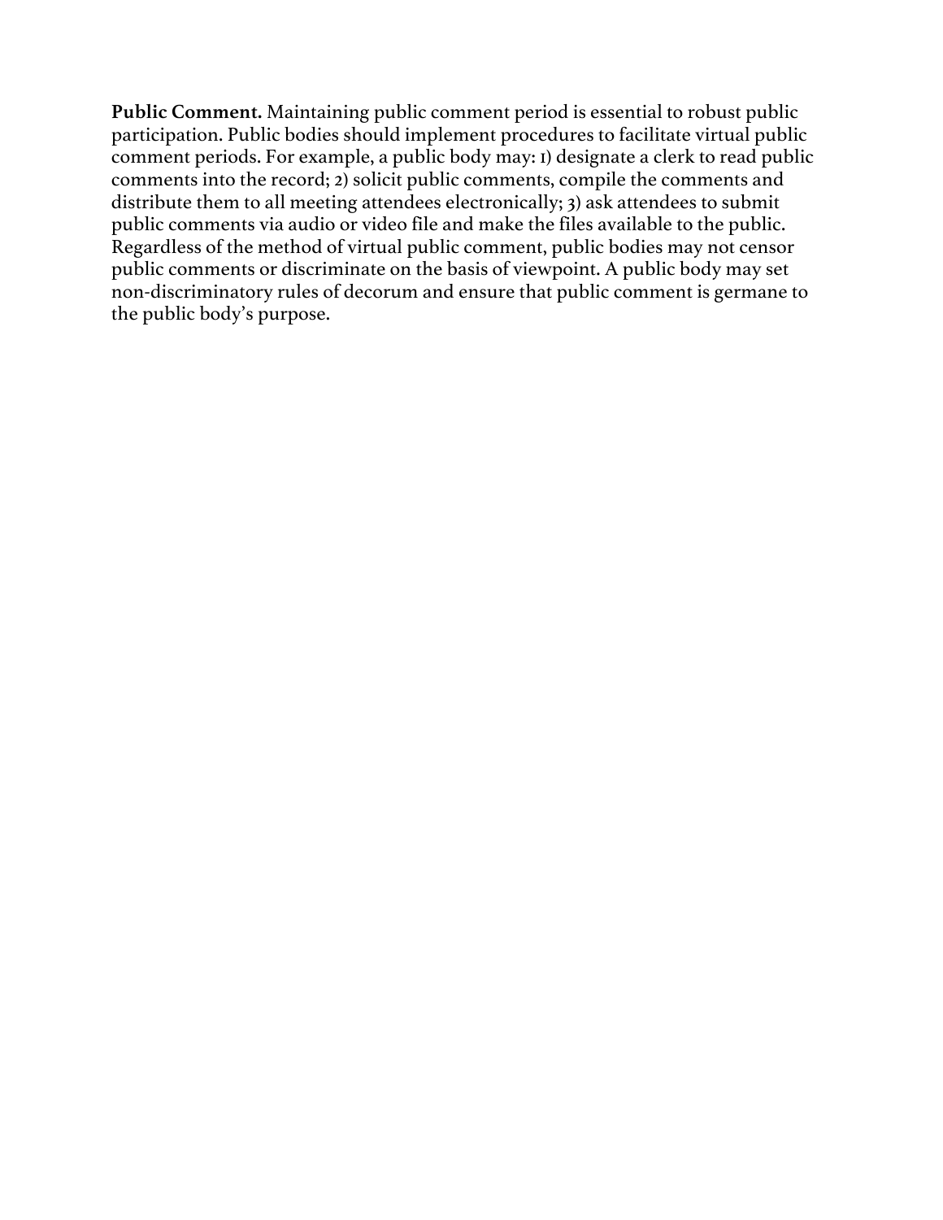**Public Comment.** Maintaining public comment period is essential to robust public participation. Public bodies should implement procedures to facilitate virtual public comment periods. For example, a public body may: 1) designate a clerk to read public comments into the record; 2) solicit public comments, compile the comments and distribute them to all meeting attendees electronically; 3) ask attendees to submit public comments via audio or video file and make the files available to the public. Regardless of the method of virtual public comment, public bodies may not censor public comments or discriminate on the basis of viewpoint. A public body may set non-discriminatory rules of decorum and ensure that public comment is germane to the public body's purpose.